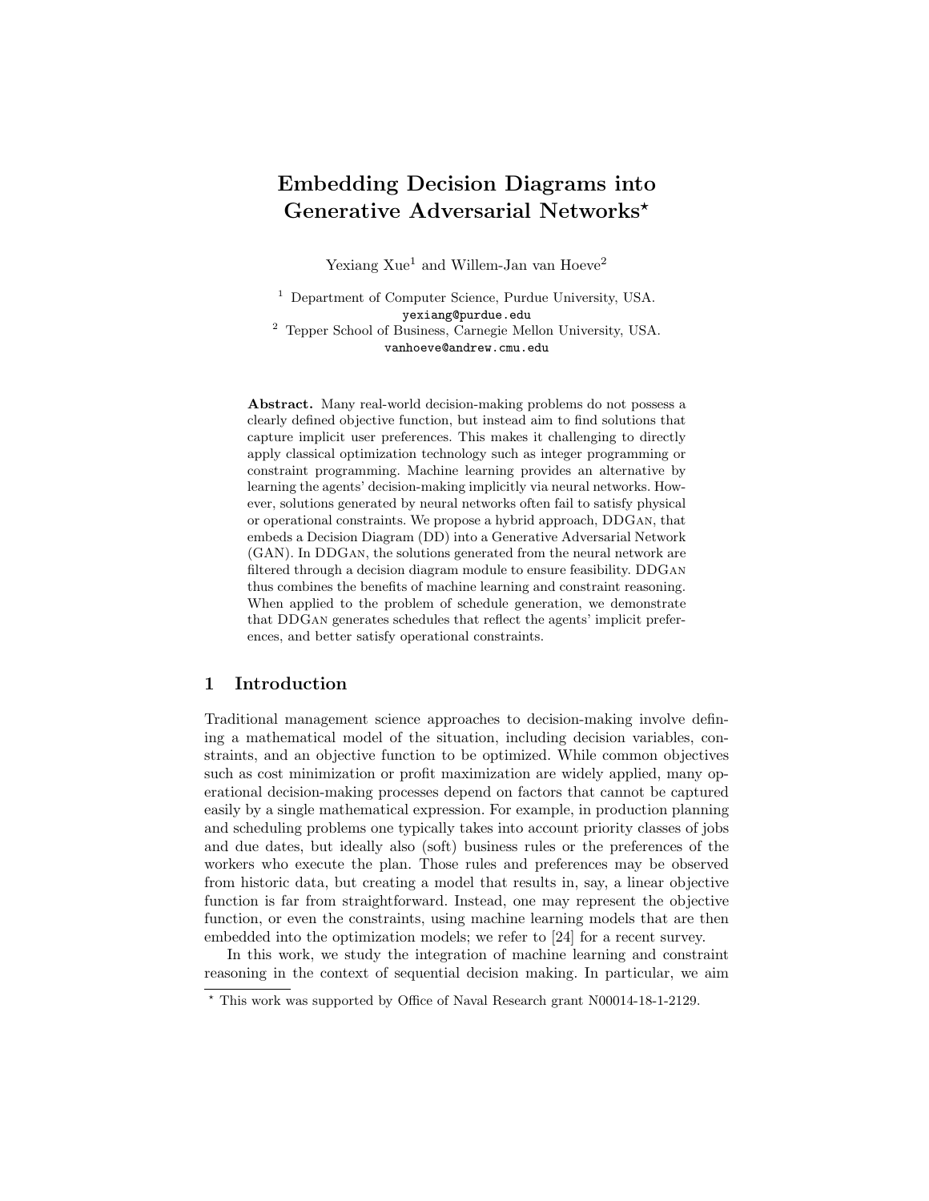# Embedding Decision Diagrams into Generative Adversarial Networks*

Yexiang Xue[1] and Willem-Jan van Hoeve[2]

[1] Department of Computer Science, Purdue University, USA.
yexiang@purdue.edu

[2] Tepper School of Business, Carnegie Mellon University, USA.
vanhoeve@andrew.cmu.edu

**Abstract.** Many real-world decision-making problems do not possess a clearly defined objective function, but instead aim to find solutions that capture implicit user preferences. This makes it challenging to directly apply classical optimization technology such as integer programming or constraint programming. Machine learning provides an alternative by learning the agents' decision-making implicitly via neural networks. However, solutions generated by neural networks often fail to satisfy physical or operational constraints. We propose a hybrid approach, DDGan, that embeds a Decision Diagram (DD) into a Generative Adversarial Network (GAN). In DDGan, the solutions generated from the neural network are filtered through a decision diagram module to ensure feasibility. DDGan thus combines the benefits of machine learning and constraint reasoning. When applied to the problem of schedule generation, we demonstrate that DDGan generates schedules that reflect the agents' implicit preferences, and better satisfy operational constraints.

## 1 Introduction

Traditional management science approaches to decision-making involve defining a mathematical model of the situation, including decision variables, constraints, and an objective function to be optimized. While common objectives such as cost minimization or profit maximization are widely applied, many operational decision-making processes depend on factors that cannot be captured easily by a single mathematical expression. For example, in production planning and scheduling problems one typically takes into account priority classes of jobs and due dates, but ideally also (soft) business rules or the preferences of the workers who execute the plan. Those rules and preferences may be observed from historic data, but creating a model that results in, say, a linear objective function is far from straightforward. Instead, one may represent the objective function, or even the constraints, using machine learning models that are then embedded into the optimization models; we refer to [24] for a recent survey.

In this work, we study the integration of machine learning and constraint reasoning in the context of sequential decision making. In particular, we aim

* This work was supported by Office of Naval Research grant N00014-18-1-2129.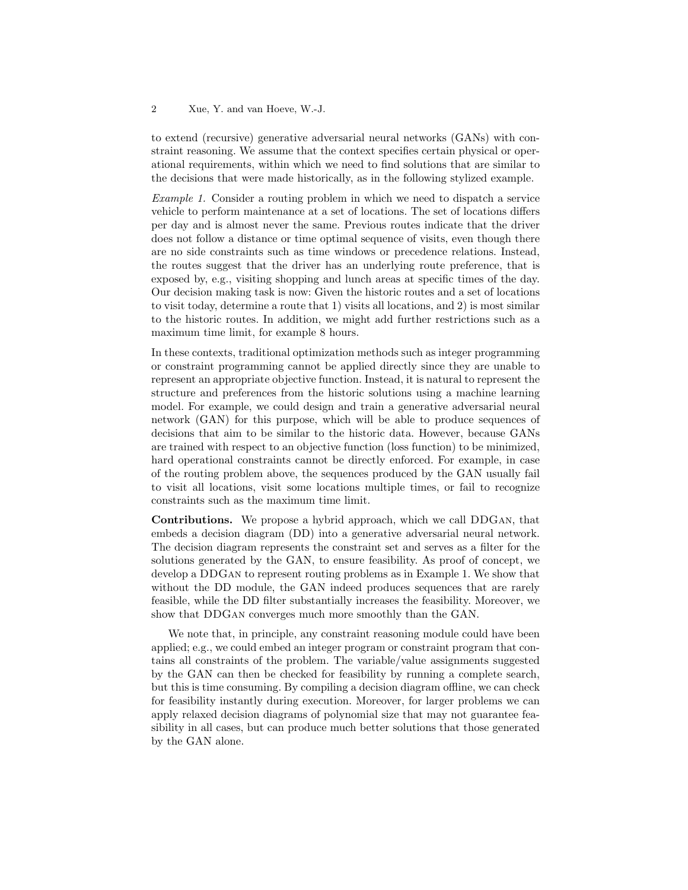to extend (recursive) generative adversarial neural networks (GANs) with constraint reasoning. We assume that the context specifies certain physical or operational requirements, within which we need to find solutions that are similar to the decisions that were made historically, as in the following stylized example.

*Example 1.* Consider a routing problem in which we need to dispatch a service vehicle to perform maintenance at a set of locations. The set of locations differs per day and is almost never the same. Previous routes indicate that the driver does not follow a distance or time optimal sequence of visits, even though there are no side constraints such as time windows or precedence relations. Instead, the routes suggest that the driver has an underlying route preference, that is exposed by, e.g., visiting shopping and lunch areas at specific times of the day. Our decision making task is now: Given the historic routes and a set of locations to visit today, determine a route that 1) visits all locations, and 2) is most similar to the historic routes. In addition, we might add further restrictions such as a maximum time limit, for example 8 hours.

In these contexts, traditional optimization methods such as integer programming or constraint programming cannot be applied directly since they are unable to represent an appropriate objective function. Instead, it is natural to represent the structure and preferences from the historic solutions using a machine learning model. For example, we could design and train a generative adversarial neural network (GAN) for this purpose, which will be able to produce sequences of decisions that aim to be similar to the historic data. However, because GANs are trained with respect to an objective function (loss function) to be minimized, hard operational constraints cannot be directly enforced. For example, in case of the routing problem above, the sequences produced by the GAN usually fail to visit all locations, visit some locations multiple times, or fail to recognize constraints such as the maximum time limit.

**Contributions.** We propose a hybrid approach, which we call DDGan, that embeds a decision diagram (DD) into a generative adversarial neural network. The decision diagram represents the constraint set and serves as a filter for the solutions generated by the GAN, to ensure feasibility. As proof of concept, we develop a DDGan to represent routing problems as in Example 1. We show that without the DD module, the GAN indeed produces sequences that are rarely feasible, while the DD filter substantially increases the feasibility. Moreover, we show that DDGan converges much more smoothly than the GAN.

We note that, in principle, any constraint reasoning module could have been applied; e.g., we could embed an integer program or constraint program that contains all constraints of the problem. The variable/value assignments suggested by the GAN can then be checked for feasibility by running a complete search, but this is time consuming. By compiling a decision diagram offline, we can check for feasibility instantly during execution. Moreover, for larger problems we can apply relaxed decision diagrams of polynomial size that may not guarantee feasibility in all cases, but can produce much better solutions that those generated by the GAN alone.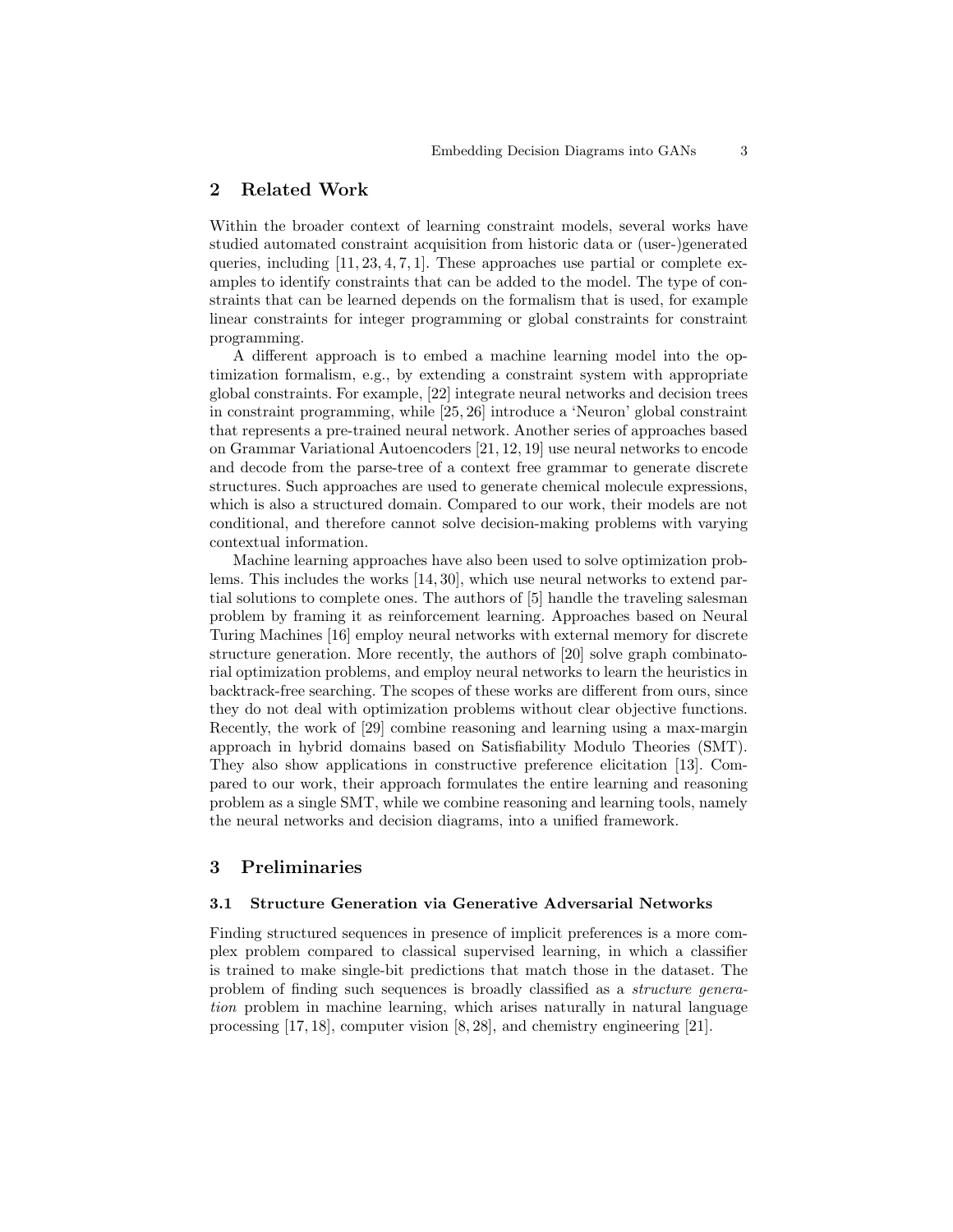## 2 Related Work

Within the broader context of learning constraint models, several works have studied automated constraint acquisition from historic data or (user-)generated queries, including [11, 23, 4, 7, 1]. These approaches use partial or complete examples to identify constraints that can be added to the model. The type of constraints that can be learned depends on the formalism that is used, for example linear constraints for integer programming or global constraints for constraint programming.

A different approach is to embed a machine learning model into the optimization formalism, e.g., by extending a constraint system with appropriate global constraints. For example, [22] integrate neural networks and decision trees in constraint programming, while [25, 26] introduce a 'Neuron' global constraint that represents a pre-trained neural network. Another series of approaches based on Grammar Variational Autoencoders [21, 12, 19] use neural networks to encode and decode from the parse-tree of a context free grammar to generate discrete structures. Such approaches are used to generate chemical molecule expressions, which is also a structured domain. Compared to our work, their models are not conditional, and therefore cannot solve decision-making problems with varying contextual information.

Machine learning approaches have also been used to solve optimization problems. This includes the works [14, 30], which use neural networks to extend partial solutions to complete ones. The authors of [5] handle the traveling salesman problem by framing it as reinforcement learning. Approaches based on Neural Turing Machines [16] employ neural networks with external memory for discrete structure generation. More recently, the authors of [20] solve graph combinatorial optimization problems, and employ neural networks to learn the heuristics in backtrack-free searching. The scopes of these works are different from ours, since they do not deal with optimization problems without clear objective functions. Recently, the work of [29] combine reasoning and learning using a max-margin approach in hybrid domains based on Satisfiability Modulo Theories (SMT). They also show applications in constructive preference elicitation [13]. Compared to our work, their approach formulates the entire learning and reasoning problem as a single SMT, while we combine reasoning and learning tools, namely the neural networks and decision diagrams, into a unified framework.

## 3 Preliminaries

### 3.1 Structure Generation via Generative Adversarial Networks

Finding structured sequences in presence of implicit preferences is a more complex problem compared to classical supervised learning, in which a classifier is trained to make single-bit predictions that match those in the dataset. The problem of finding such sequences is broadly classified as a *structure generation* problem in machine learning, which arises naturally in natural language processing [17, 18], computer vision [8, 28], and chemistry engineering [21].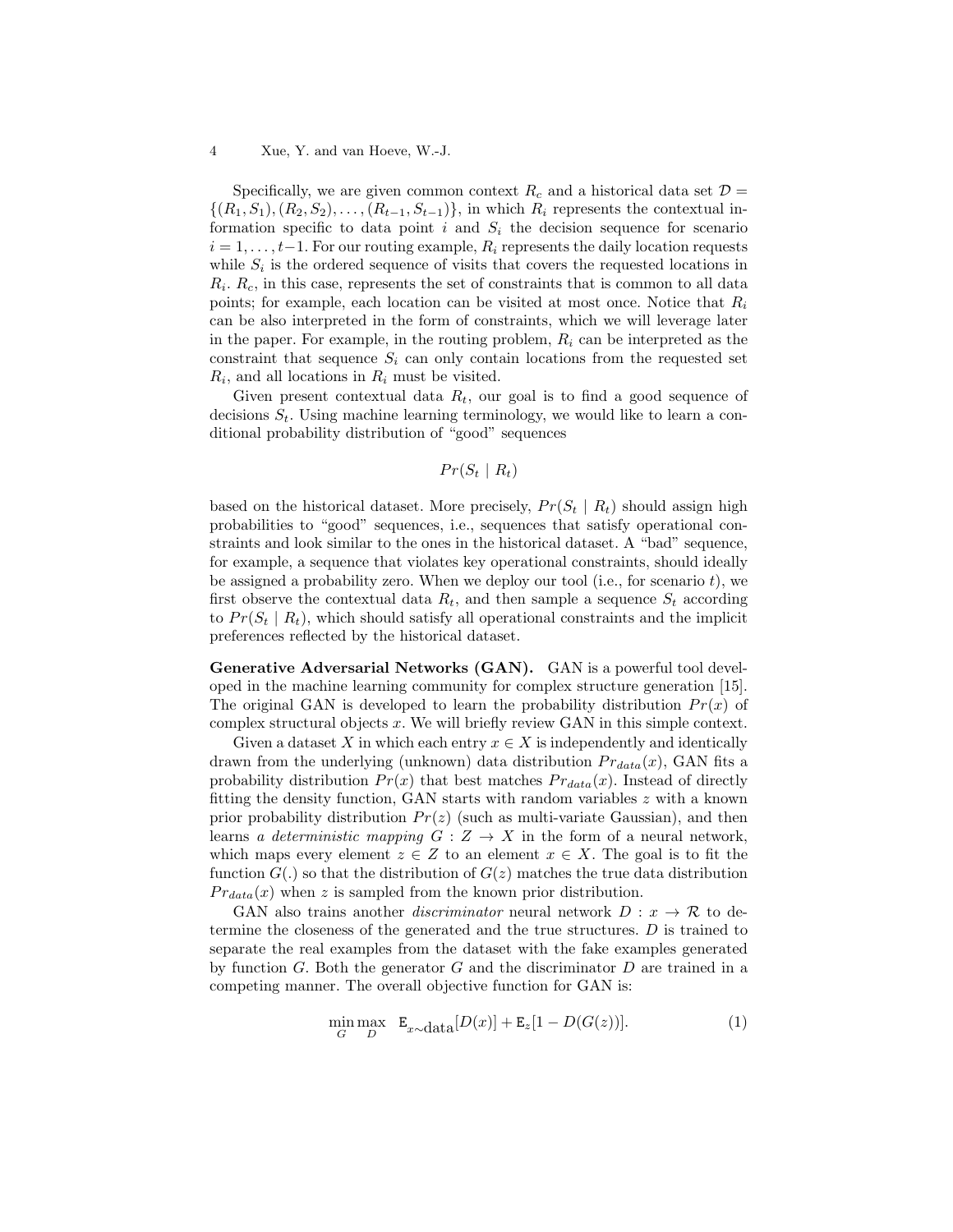Specifically, we are given common context $R_c$ and a historical data set $\mathcal{D} = \{(R_1, S_1), (R_2, S_2), \ldots, (R_{t-1}, S_{t-1})\}$, in which $R_i$ represents the contextual information specific to data point $i$ and $S_i$ the decision sequence for scenario $i = 1, \ldots, t-1$. For our routing example, $R_i$ represents the daily location requests while $S_i$ is the ordered sequence of visits that covers the requested locations in $R_i$. $R_c$, in this case, represents the set of constraints that is common to all data points; for example, each location can be visited at most once. Notice that $R_i$ can be also interpreted in the form of constraints, which we will leverage later in the paper. For example, in the routing problem, $R_i$ can be interpreted as the constraint that sequence $S_i$ can only contain locations from the requested set $R_i$, and all locations in $R_i$ must be visited.

Given present contextual data $R_t$, our goal is to find a good sequence of decisions $S_t$. Using machine learning terminology, we would like to learn a conditional probability distribution of "good" sequences

$$Pr(S_t \mid R_t)$$

based on the historical dataset. More precisely, $Pr(S_t \mid R_t)$ should assign high probabilities to "good" sequences, i.e., sequences that satisfy operational constraints and look similar to the ones in the historical dataset. A "bad" sequence, for example, a sequence that violates key operational constraints, should ideally be assigned a probability zero. When we deploy our tool (i.e., for scenario $t$), we first observe the contextual data $R_t$, and then sample a sequence $S_t$ according to $Pr(S_t \mid R_t)$, which should satisfy all operational constraints and the implicit preferences reflected by the historical dataset.

**Generative Adversarial Networks (GAN).** GAN is a powerful tool developed in the machine learning community for complex structure generation [15]. The original GAN is developed to learn the probability distribution $Pr(x)$ of complex structural objects $x$. We will briefly review GAN in this simple context.

Given a dataset $X$ in which each entry $x \in X$ is independently and identically drawn from the underlying (unknown) data distribution $Pr_{data}(x)$, GAN fits a probability distribution $Pr(x)$ that best matches $Pr_{data}(x)$. Instead of directly fitting the density function, GAN starts with random variables $z$ with a known prior probability distribution $Pr(z)$ (such as multi-variate Gaussian), and then learns *a deterministic mapping* $G : Z \rightarrow X$ in the form of a neural network, which maps every element $z \in Z$ to an element $x \in X$. The goal is to fit the function $G(.)$ so that the distribution of $G(z)$ matches the true data distribution $Pr_{data}(x)$ when $z$ is sampled from the known prior distribution.

GAN also trains another *discriminator* neural network $D : x \rightarrow \mathcal{R}$ to determine the closeness of the generated and the true structures. $D$ is trained to separate the real examples from the dataset with the fake examples generated by function $G$. Both the generator $G$ and the discriminator $D$ are trained in a competing manner. The overall objective function for GAN is:

$$\min_{G} \max_{D} \quad \mathtt{E}_{x \sim \text{data}}[D(x)] + \mathtt{E}_z[1 - D(G(z))]. \tag{1}$$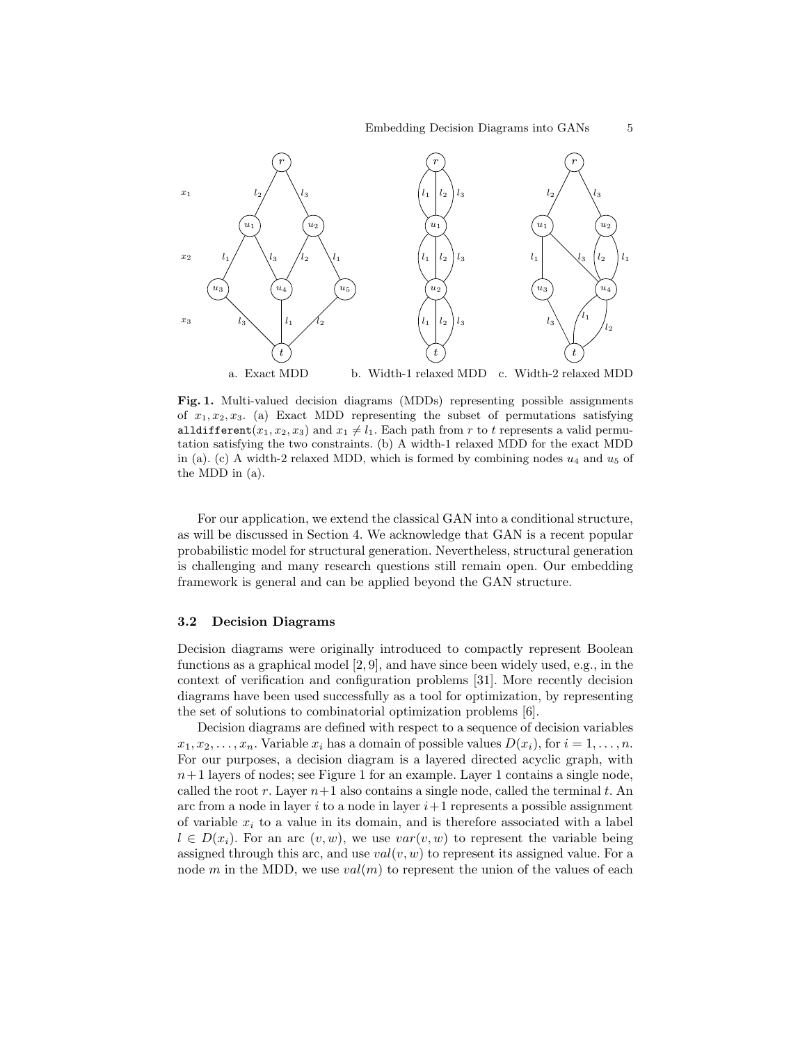a. Exact MDD b. Width-1 relaxed MDD c. Width-2 relaxed MDD

**Fig. 1.** Multi-valued decision diagrams (MDDs) representing possible assignments of $x_1, x_2, x_3$. (a) Exact MDD representing the subset of permutations satisfying `alldifferent`$(x_1, x_2, x_3)$ and $x_1 \neq l_1$. Each path from $r$ to $t$ represents a valid permutation satisfying the two constraints. (b) A width-1 relaxed MDD for the exact MDD in (a). (c) A width-2 relaxed MDD, which is formed by combining nodes $u_4$ and $u_5$ of the MDD in (a).

For our application, we extend the classical GAN into a conditional structure, as will be discussed in Section 4. We acknowledge that GAN is a recent popular probabilistic model for structural generation. Nevertheless, structural generation is challenging and many research questions still remain open. Our embedding framework is general and can be applied beyond the GAN structure.

### 3.2 Decision Diagrams

Decision diagrams were originally introduced to compactly represent Boolean functions as a graphical model [2, 9], and have since been widely used, e.g., in the context of verification and configuration problems [31]. More recently decision diagrams have been used successfully as a tool for optimization, by representing the set of solutions to combinatorial optimization problems [6].

Decision diagrams are defined with respect to a sequence of decision variables $x_1, x_2, \ldots, x_n$. Variable $x_i$ has a domain of possible values $D(x_i)$, for $i = 1, \ldots, n$. For our purposes, a decision diagram is a layered directed acyclic graph, with $n+1$ layers of nodes; see Figure 1 for an example. Layer 1 contains a single node, called the root $r$. Layer $n+1$ also contains a single node, called the terminal $t$. An arc from a node in layer $i$ to a node in layer $i+1$ represents a possible assignment of variable $x_i$ to a value in its domain, and is therefore associated with a label $l \in D(x_i)$. For an arc $(v, w)$, we use $var(v, w)$ to represent the variable being assigned through this arc, and use $val(v, w)$ to represent its assigned value. For a node $m$ in the MDD, we use $val(m)$ to represent the union of the values of each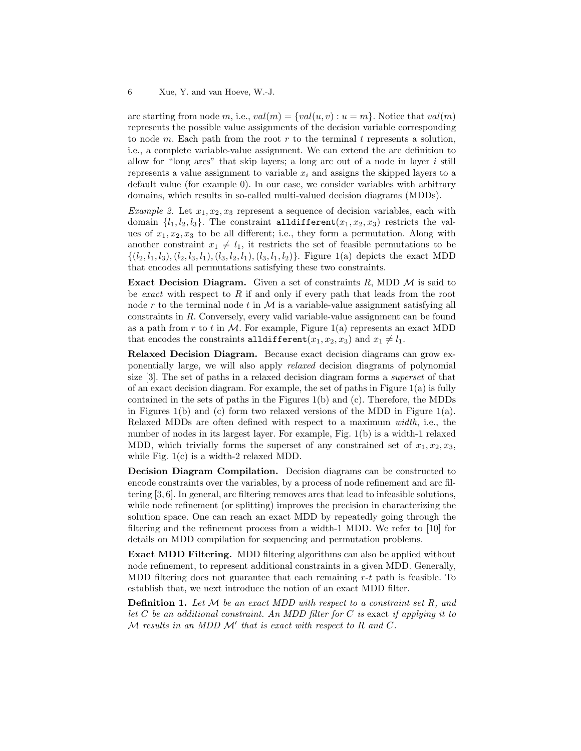arc starting from node $m$, i.e., $val(m) = \{val(u, v) : u = m\}$. Notice that $val(m)$ represents the possible value assignments of the decision variable corresponding to node $m$. Each path from the root $r$ to the terminal $t$ represents a solution, i.e., a complete variable-value assignment. We can extend the arc definition to allow for "long arcs" that skip layers; a long arc out of a node in layer $i$ still represents a value assignment to variable $x_i$ and assigns the skipped layers to a default value (for example 0). In our case, we consider variables with arbitrary domains, which results in so-called multi-valued decision diagrams (MDDs).

*Example 2.* Let $x_1, x_2, x_3$ represent a sequence of decision variables, each with domain $\{l_1, l_2, l_3\}$. The constraint `alldifferent`$(x_1, x_2, x_3)$ restricts the values of $x_1, x_2, x_3$ to be all different; i.e., they form a permutation. Along with another constraint $x_1 \neq l_1$, it restricts the set of feasible permutations to be $\{(l_2, l_1, l_3), (l_2, l_3, l_1), (l_3, l_2, l_1), (l_3, l_1, l_2)\}$. Figure 1(a) depicts the exact MDD that encodes all permutations satisfying these two constraints.

**Exact Decision Diagram.** Given a set of constraints $R$, MDD $\mathcal{M}$ is said to be *exact* with respect to $R$ if and only if every path that leads from the root node $r$ to the terminal node $t$ in $\mathcal{M}$ is a variable-value assignment satisfying all constraints in $R$. Conversely, every valid variable-value assignment can be found as a path from $r$ to $t$ in $\mathcal{M}$. For example, Figure 1(a) represents an exact MDD that encodes the constraints `alldifferent`$(x_1, x_2, x_3)$ and $x_1 \neq l_1$.

**Relaxed Decision Diagram.** Because exact decision diagrams can grow exponentially large, we will also apply *relaxed* decision diagrams of polynomial size [3]. The set of paths in a relaxed decision diagram forms a *superset* of that of an exact decision diagram. For example, the set of paths in Figure 1(a) is fully contained in the sets of paths in the Figures 1(b) and (c). Therefore, the MDDs in Figures 1(b) and (c) form two relaxed versions of the MDD in Figure 1(a). Relaxed MDDs are often defined with respect to a maximum *width*, i.e., the number of nodes in its largest layer. For example, Fig. 1(b) is a width-1 relaxed MDD, which trivially forms the superset of any constrained set of $x_1, x_2, x_3$, while Fig. 1(c) is a width-2 relaxed MDD.

**Decision Diagram Compilation.** Decision diagrams can be constructed to encode constraints over the variables, by a process of node refinement and arc filtering [3, 6]. In general, arc filtering removes arcs that lead to infeasible solutions, while node refinement (or splitting) improves the precision in characterizing the solution space. One can reach an exact MDD by repeatedly going through the filtering and the refinement process from a width-1 MDD. We refer to [10] for details on MDD compilation for sequencing and permutation problems.

**Exact MDD Filtering.** MDD filtering algorithms can also be applied without node refinement, to represent additional constraints in a given MDD. Generally, MDD filtering does not guarantee that each remaining $r$-$t$ path is feasible. To establish that, we next introduce the notion of an exact MDD filter.

**Definition 1.** *Let $\mathcal{M}$ be an exact MDD with respect to a constraint set $R$, and let $C$ be an additional constraint. An MDD filter for $C$ is* exact *if applying it to $\mathcal{M}$ results in an MDD $\mathcal{M}'$ that is exact with respect to $R$ and $C$.*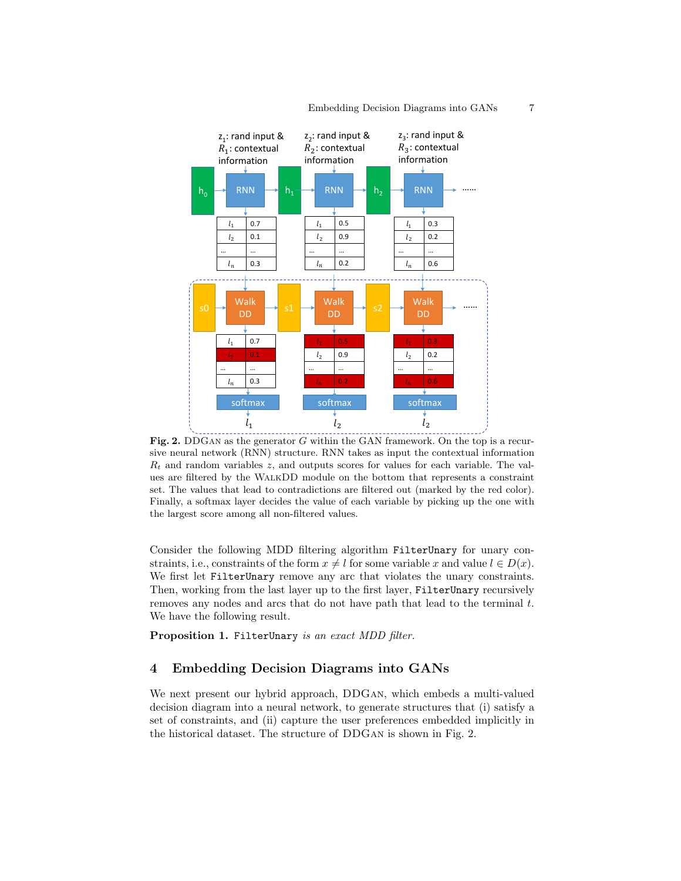**Fig. 2.** DDGAN as the generator $G$ within the GAN framework. On the top is a recursive neural network (RNN) structure. RNN takes as input the contextual information $R_t$ and random variables $z$, and outputs scores for values for each variable. The values are filtered by the WALKDD module on the bottom that represents a constraint set. The values that lead to contradictions are filtered out (marked by the red color). Finally, a softmax layer decides the value of each variable by picking up the one with the largest score among all non-filtered values.

Consider the following MDD filtering algorithm `FilterUnary` for unary constraints, i.e., constraints of the form $x \neq l$ for some variable $x$ and value $l \in D(x)$. We first let `FilterUnary` remove any arc that violates the unary constraints. Then, working from the last layer up to the first layer, `FilterUnary` recursively removes any nodes and arcs that do not have path that lead to the terminal $t$. We have the following result.

**Proposition 1.** `FilterUnary` *is an exact MDD filter.*

## 4 Embedding Decision Diagrams into GANs

We next present our hybrid approach, DDGAN, which embeds a multi-valued decision diagram into a neural network, to generate structures that (i) satisfy a set of constraints, and (ii) capture the user preferences embedded implicitly in the historical dataset. The structure of DDGAN is shown in Fig. 2.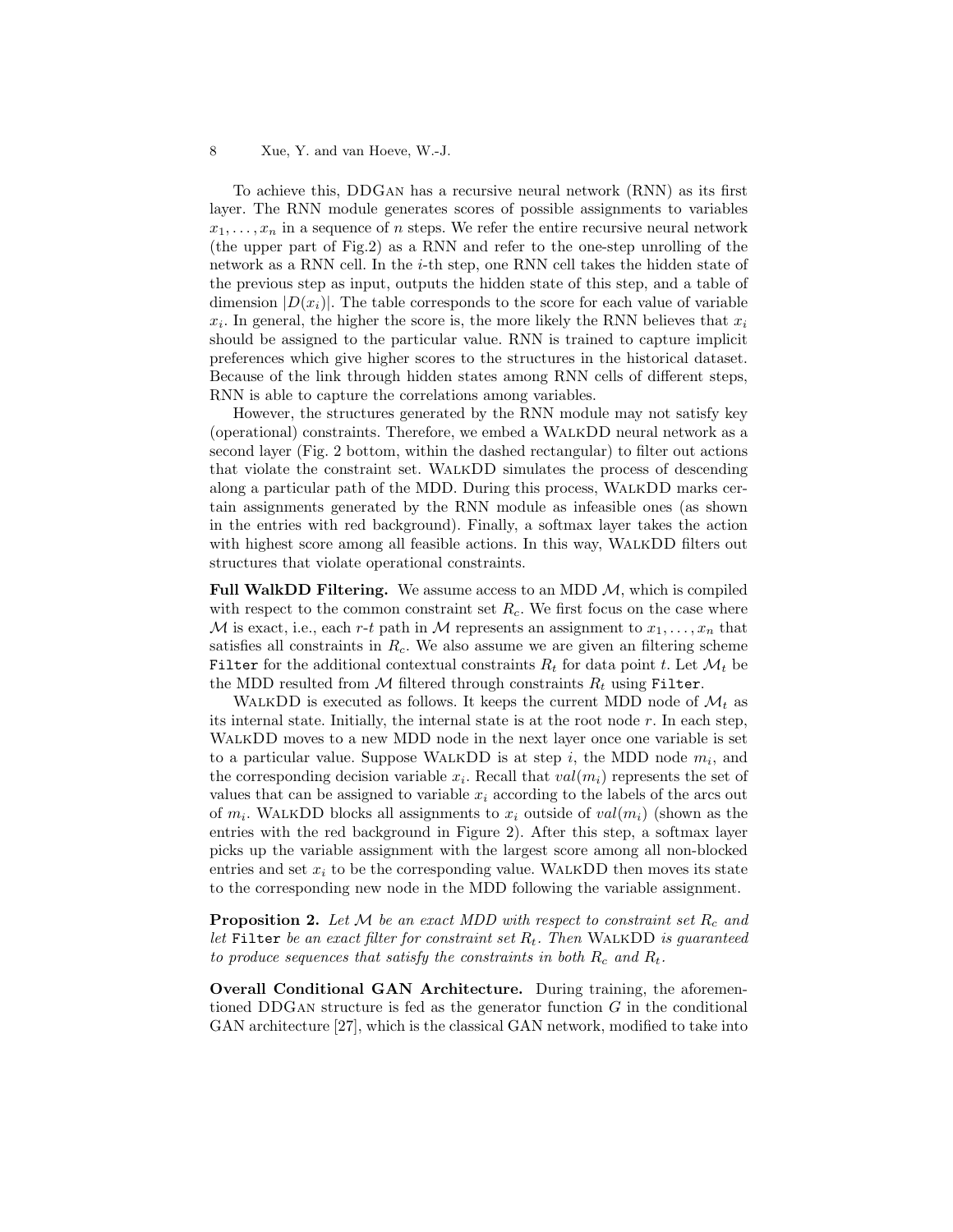To achieve this, DDGAN has a recursive neural network (RNN) as its first layer. The RNN module generates scores of possible assignments to variables $x_1, \ldots, x_n$ in a sequence of $n$ steps. We refer the entire recursive neural network (the upper part of Fig.2) as a RNN and refer to the one-step unrolling of the network as a RNN cell. In the $i$-th step, one RNN cell takes the hidden state of the previous step as input, outputs the hidden state of this step, and a table of dimension $|D(x_i)|$. The table corresponds to the score for each value of variable $x_i$. In general, the higher the score is, the more likely the RNN believes that $x_i$ should be assigned to the particular value. RNN is trained to capture implicit preferences which give higher scores to the structures in the historical dataset. Because of the link through hidden states among RNN cells of different steps, RNN is able to capture the correlations among variables.

However, the structures generated by the RNN module may not satisfy key (operational) constraints. Therefore, we embed a WALKDD neural network as a second layer (Fig. 2 bottom, within the dashed rectangular) to filter out actions that violate the constraint set. WALKDD simulates the process of descending along a particular path of the MDD. During this process, WALKDD marks certain assignments generated by the RNN module as infeasible ones (as shown in the entries with red background). Finally, a softmax layer takes the action with highest score among all feasible actions. In this way, WALKDD filters out structures that violate operational constraints.

**Full WalkDD Filtering.** We assume access to an MDD $\mathcal{M}$, which is compiled with respect to the common constraint set $R_c$. We first focus on the case where $\mathcal{M}$ is exact, i.e., each $r$-$t$ path in $\mathcal{M}$ represents an assignment to $x_1, \ldots, x_n$ that satisfies all constraints in $R_c$. We also assume we are given an filtering scheme `Filter` for the additional contextual constraints $R_t$ for data point $t$. Let $\mathcal{M}_t$ be the MDD resulted from $\mathcal{M}$ filtered through constraints $R_t$ using `Filter`.

WALKDD is executed as follows. It keeps the current MDD node of $\mathcal{M}_t$ as its internal state. Initially, the internal state is at the root node $r$. In each step, WALKDD moves to a new MDD node in the next layer once one variable is set to a particular value. Suppose WALKDD is at step $i$, the MDD node $m_i$, and the corresponding decision variable $x_i$. Recall that $val(m_i)$ represents the set of values that can be assigned to variable $x_i$ according to the labels of the arcs out of $m_i$. WALKDD blocks all assignments to $x_i$ outside of $val(m_i)$ (shown as the entries with the red background in Figure 2). After this step, a softmax layer picks up the variable assignment with the largest score among all non-blocked entries and set $x_i$ to be the corresponding value. WALKDD then moves its state to the corresponding new node in the MDD following the variable assignment.

**Proposition 2.** *Let $\mathcal{M}$ be an exact MDD with respect to constraint set $R_c$ and let* `Filter` *be an exact filter for constraint set $R_t$. Then* WALKDD *is guaranteed to produce sequences that satisfy the constraints in both $R_c$ and $R_t$.*

**Overall Conditional GAN Architecture.** During training, the aforementioned DDGAN structure is fed as the generator function $G$ in the conditional GAN architecture [27], which is the classical GAN network, modified to take into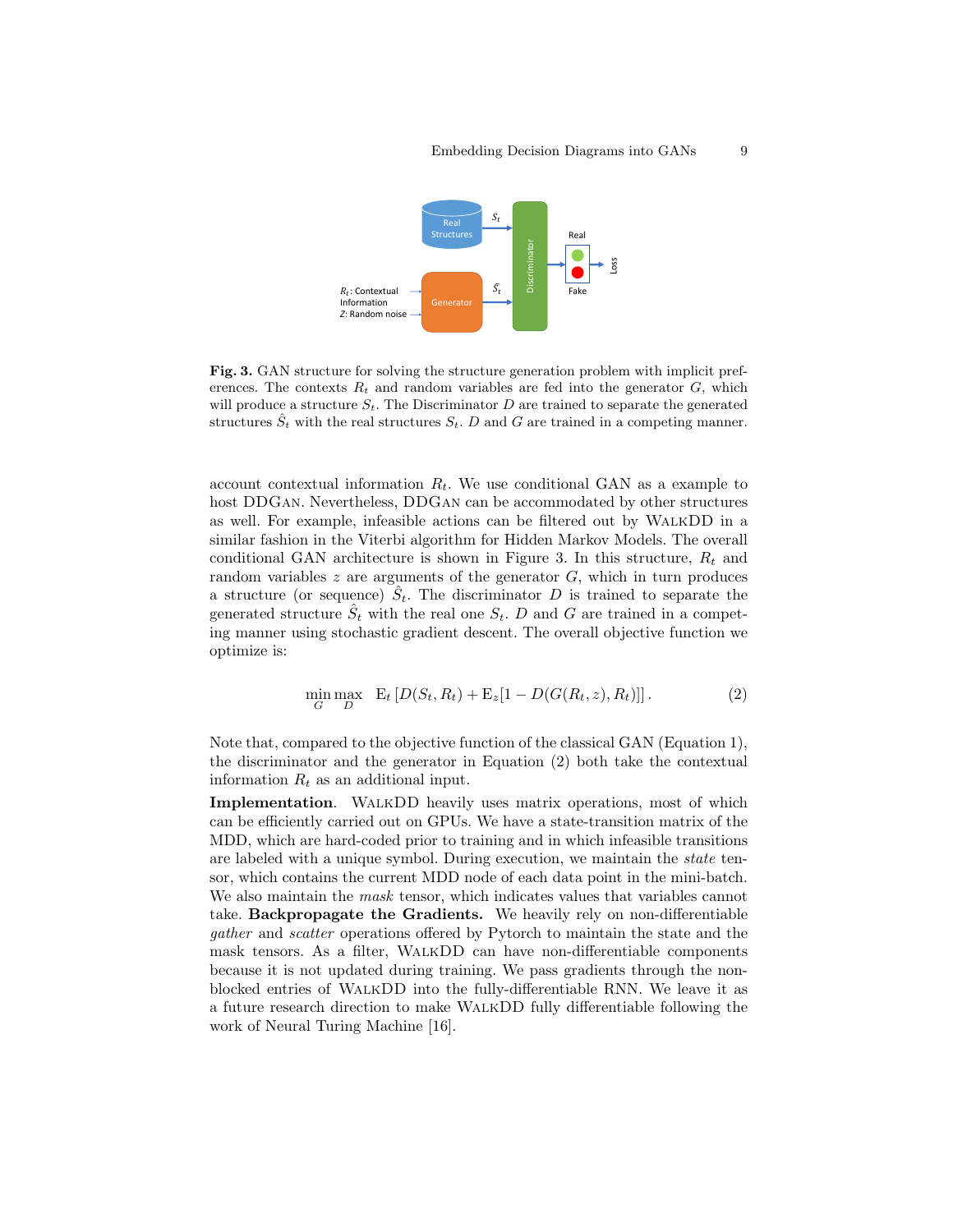**Fig. 3.** GAN structure for solving the structure generation problem with implicit preferences. The contexts $R_t$ and random variables are fed into the generator $G$, which will produce a structure $S_t$. The Discriminator $D$ are trained to separate the generated structures $\hat{S}_t$ with the real structures $S_t$. $D$ and $G$ are trained in a competing manner.

account contextual information $R_t$. We use conditional GAN as a example to host DDGan. Nevertheless, DDGan can be accommodated by other structures as well. For example, infeasible actions can be filtered out by WalkDD in a similar fashion in the Viterbi algorithm for Hidden Markov Models. The overall conditional GAN architecture is shown in Figure 3. In this structure, $R_t$ and random variables $z$ are arguments of the generator $G$, which in turn produces a structure (or sequence) $\hat{S}_t$. The discriminator $D$ is trained to separate the generated structure $\hat{S}_t$ with the real one $S_t$. $D$ and $G$ are trained in a competing manner using stochastic gradient descent. The overall objective function we optimize is:

$$\min_G \max_D \quad \mathrm{E}_t \left[ D(S_t, R_t) + \mathrm{E}_z [1 - D(G(R_t, z), R_t)] \right]. \tag{2}$$

Note that, compared to the objective function of the classical GAN (Equation 1), the discriminator and the generator in Equation (2) both take the contextual information $R_t$ as an additional input.

**Implementation**. WalkDD heavily uses matrix operations, most of which can be efficiently carried out on GPUs. We have a state-transition matrix of the MDD, which are hard-coded prior to training and in which infeasible transitions are labeled with a unique symbol. During execution, we maintain the *state* tensor, which contains the current MDD node of each data point in the mini-batch. We also maintain the *mask* tensor, which indicates values that variables cannot take. **Backpropagate the Gradients.** We heavily rely on non-differentiable *gather* and *scatter* operations offered by Pytorch to maintain the state and the mask tensors. As a filter, WalkDD can have non-differentiable components because it is not updated during training. We pass gradients through the non-blocked entries of WalkDD into the fully-differentiable RNN. We leave it as a future research direction to make WalkDD fully differentiable following the work of Neural Turing Machine [16].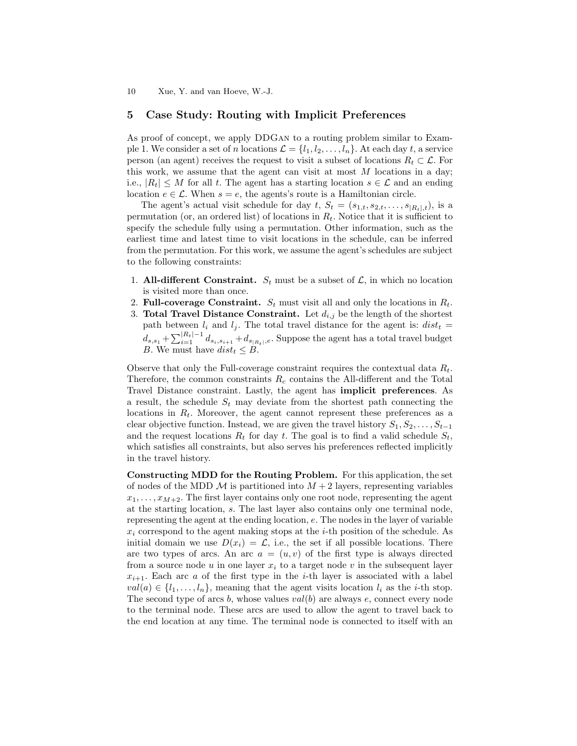## 5 Case Study: Routing with Implicit Preferences

As proof of concept, we apply DDGan to a routing problem similar to Example 1. We consider a set of $n$ locations $\mathcal{L} = \{l_1, l_2, \ldots, l_n\}$. At each day $t$, a service person (an agent) receives the request to visit a subset of locations $R_t \subset \mathcal{L}$. For this work, we assume that the agent can visit at most $M$ locations in a day; i.e., $|R_t| \leq M$ for all $t$. The agent has a starting location $s \in \mathcal{L}$ and an ending location $e \in \mathcal{L}$. When $s = e$, the agents's route is a Hamiltonian circle.

The agent's actual visit schedule for day $t$, $S_t = (s_{1,t}, s_{2,t}, \ldots, s_{|R_t|,t})$, is a permutation (or, an ordered list) of locations in $R_t$. Notice that it is sufficient to specify the schedule fully using a permutation. Other information, such as the earliest time and latest time to visit locations in the schedule, can be inferred from the permutation. For this work, we assume the agent's schedules are subject to the following constraints:

1. **All-different Constraint.** $S_t$ must be a subset of $\mathcal{L}$, in which no location is visited more than once.
2. **Full-coverage Constraint.** $S_t$ must visit all and only the locations in $R_t$.
3. **Total Travel Distance Constraint.** Let $d_{i,j}$ be the length of the shortest path between $l_i$ and $l_j$. The total travel distance for the agent is: $dist_t = d_{s,s_1} + \sum_{i=1}^{|R_t|-1} d_{s_i,s_{i+1}} + d_{s_{|R_t|},e}$. Suppose the agent has a total travel budget $B$. We must have $dist_t \leq B$.

Observe that only the Full-coverage constraint requires the contextual data $R_t$. Therefore, the common constraints $R_c$ contains the All-different and the Total Travel Distance constraint. Lastly, the agent has **implicit preferences**. As a result, the schedule $S_t$ may deviate from the shortest path connecting the locations in $R_t$. Moreover, the agent cannot represent these preferences as a clear objective function. Instead, we are given the travel history $S_1, S_2, \ldots, S_{t-1}$ and the request locations $R_t$ for day $t$. The goal is to find a valid schedule $S_t$, which satisfies all constraints, but also serves his preferences reflected implicitly in the travel history.

**Constructing MDD for the Routing Problem.** For this application, the set of nodes of the MDD $\mathcal{M}$ is partitioned into $M+2$ layers, representing variables $x_1, \ldots, x_{M+2}$. The first layer contains only one root node, representing the agent at the starting location, $s$. The last layer also contains only one terminal node, representing the agent at the ending location, $e$. The nodes in the layer of variable $x_i$ correspond to the agent making stops at the $i$-th position of the schedule. As initial domain we use $D(x_i) = \mathcal{L}$, i.e., the set if all possible locations. There are two types of arcs. An arc $a = (u, v)$ of the first type is always directed from a source node $u$ in one layer $x_i$ to a target node $v$ in the subsequent layer $x_{i+1}$. Each arc $a$ of the first type in the $i$-th layer is associated with a label $val(a) \in \{l_1, \ldots, l_n\}$, meaning that the agent visits location $l_i$ as the $i$-th stop. The second type of arcs $b$, whose values $val(b)$ are always $e$, connect every node to the terminal node. These arcs are used to allow the agent to travel back to the end location at any time. The terminal node is connected to itself with an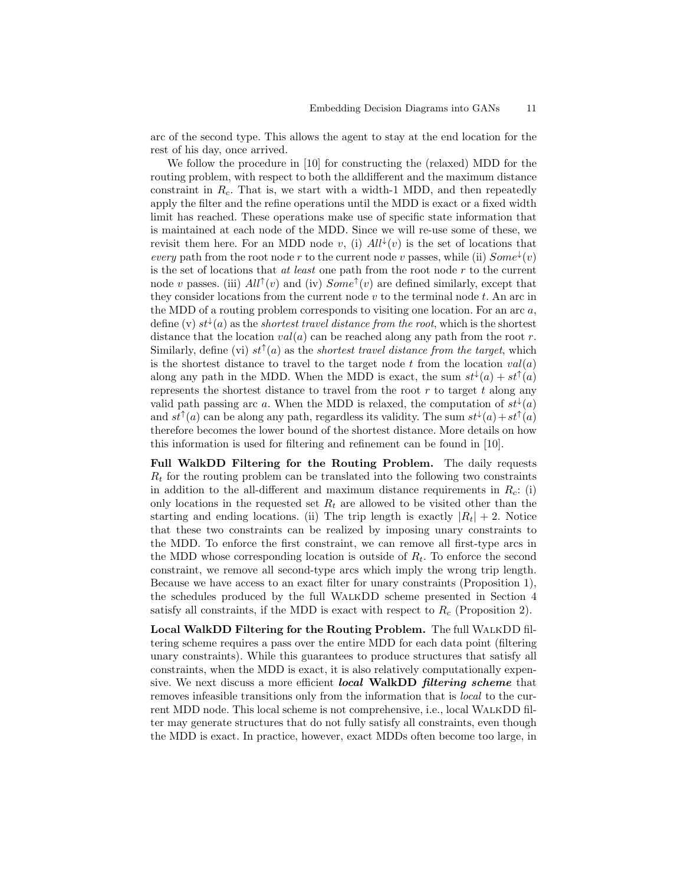arc of the second type. This allows the agent to stay at the end location for the rest of his day, once arrived.

We follow the procedure in [10] for constructing the (relaxed) MDD for the routing problem, with respect to both the alldifferent and the maximum distance constraint in $R_c$. That is, we start with a width-1 MDD, and then repeatedly apply the filter and the refine operations until the MDD is exact or a fixed width limit has reached. These operations make use of specific state information that is maintained at each node of the MDD. Since we will re-use some of these, we revisit them here. For an MDD node $v$, (i) $All^{\downarrow}(v)$ is the set of locations that *every* path from the root node $r$ to the current node $v$ passes, while (ii) $Some^{\downarrow}(v)$ is the set of locations that *at least* one path from the root node $r$ to the current node $v$ passes. (iii) $All^{\uparrow}(v)$ and (iv) $Some^{\uparrow}(v)$ are defined similarly, except that they consider locations from the current node $v$ to the terminal node $t$. An arc in the MDD of a routing problem corresponds to visiting one location. For an arc $a$, define (v) $st^{\downarrow}(a)$ as the *shortest travel distance from the root*, which is the shortest distance that the location $val(a)$ can be reached along any path from the root $r$. Similarly, define (vi) $st^{\uparrow}(a)$ as the *shortest travel distance from the target*, which is the shortest distance to travel to the target node $t$ from the location $val(a)$ along any path in the MDD. When the MDD is exact, the sum $st^{\downarrow}(a) + st^{\uparrow}(a)$ represents the shortest distance to travel from the root $r$ to target $t$ along any valid path passing arc $a$. When the MDD is relaxed, the computation of $st^{\downarrow}(a)$ and $st^{\uparrow}(a)$ can be along any path, regardless its validity. The sum $st^{\downarrow}(a)+st^{\uparrow}(a)$ therefore becomes the lower bound of the shortest distance. More details on how this information is used for filtering and refinement can be found in [10].

**Full WalkDD Filtering for the Routing Problem.** The daily requests $R_t$ for the routing problem can be translated into the following two constraints in addition to the all-different and maximum distance requirements in $R_c$: (i) only locations in the requested set $R_t$ are allowed to be visited other than the starting and ending locations. (ii) The trip length is exactly $|R_t| + 2$. Notice that these two constraints can be realized by imposing unary constraints to the MDD. To enforce the first constraint, we can remove all first-type arcs in the MDD whose corresponding location is outside of $R_t$. To enforce the second constraint, we remove all second-type arcs which imply the wrong trip length. Because we have access to an exact filter for unary constraints (Proposition 1), the schedules produced by the full WalkDD scheme presented in Section 4 satisfy all constraints, if the MDD is exact with respect to $R_c$ (Proposition 2).

**Local WalkDD Filtering for the Routing Problem.** The full WalkDD filtering scheme requires a pass over the entire MDD for each data point (filtering unary constraints). While this guarantees to produce structures that satisfy all constraints, when the MDD is exact, it is also relatively computationally expensive. We next discuss a more efficient ***local* WalkDD *filtering scheme*** that removes infeasible transitions only from the information that is *local* to the current MDD node. This local scheme is not comprehensive, i.e., local WalkDD filter may generate structures that do not fully satisfy all constraints, even though the MDD is exact. In practice, however, exact MDDs often become too large, in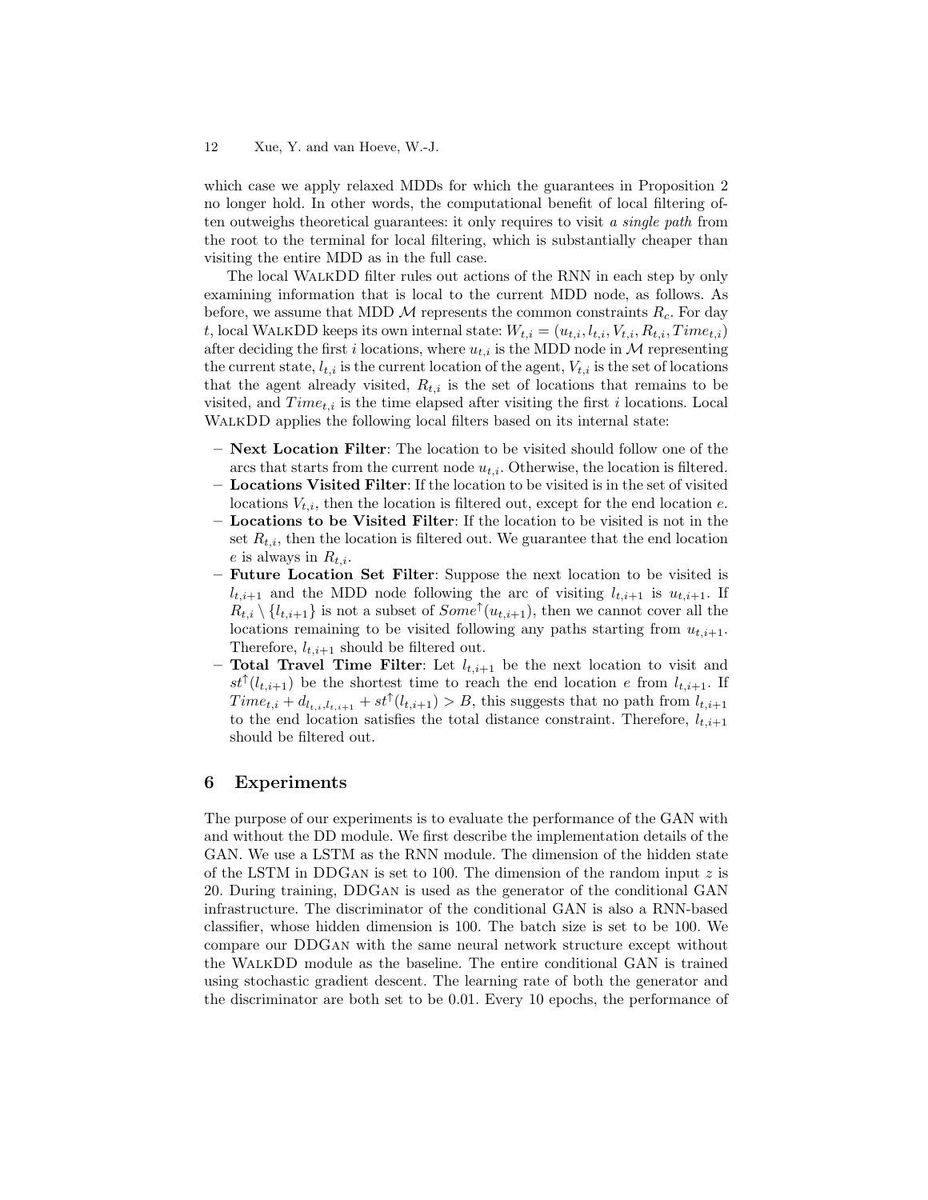which case we apply relaxed MDDs for which the guarantees in Proposition 2 no longer hold. In other words, the computational benefit of local filtering often outweighs theoretical guarantees: it only requires to visit *a single path* from the root to the terminal for local filtering, which is substantially cheaper than visiting the entire MDD as in the full case.

The local WalkDD filter rules out actions of the RNN in each step by only examining information that is local to the current MDD node, as follows. As before, we assume that MDD $\mathcal{M}$ represents the common constraints $R_c$. For day $t$, local WalkDD keeps its own internal state: $W_{t,i} = (u_{t,i}, l_{t,i}, V_{t,i}, R_{t,i}, Time_{t,i})$ after deciding the first $i$ locations, where $u_{t,i}$ is the MDD node in $\mathcal{M}$ representing the current state, $l_{t,i}$ is the current location of the agent, $V_{t,i}$ is the set of locations that the agent already visited, $R_{t,i}$ is the set of locations that remains to be visited, and $Time_{t,i}$ is the time elapsed after visiting the first $i$ locations. Local WalkDD applies the following local filters based on its internal state:

- **Next Location Filter**: The location to be visited should follow one of the arcs that starts from the current node $u_{t,i}$. Otherwise, the location is filtered.
- **Locations Visited Filter**: If the location to be visited is in the set of visited locations $V_{t,i}$, then the location is filtered out, except for the end location $e$.
- **Locations to be Visited Filter**: If the location to be visited is not in the set $R_{t,i}$, then the location is filtered out. We guarantee that the end location $e$ is always in $R_{t,i}$.
- **Future Location Set Filter**: Suppose the next location to be visited is $l_{t,i+1}$ and the MDD node following the arc of visiting $l_{t,i+1}$ is $u_{t,i+1}$. If $R_{t,i} \setminus \{l_{t,i+1}\}$ is not a subset of $Some^{\uparrow}(u_{t,i+1})$, then we cannot cover all the locations remaining to be visited following any paths starting from $u_{t,i+1}$. Therefore, $l_{t,i+1}$ should be filtered out.
- **Total Travel Time Filter**: Let $l_{t,i+1}$ be the next location to visit and $st^{\uparrow}(l_{t,i+1})$ be the shortest time to reach the end location $e$ from $l_{t,i+1}$. If $Time_{t,i} + d_{l_{t,i},l_{t,i+1}} + st^{\uparrow}(l_{t,i+1}) > B$, this suggests that no path from $l_{t,i+1}$ to the end location satisfies the total distance constraint. Therefore, $l_{t,i+1}$ should be filtered out.

## 6 Experiments

The purpose of our experiments is to evaluate the performance of the GAN with and without the DD module. We first describe the implementation details of the GAN. We use a LSTM as the RNN module. The dimension of the hidden state of the LSTM in DDGan is set to 100. The dimension of the random input $z$ is 20. During training, DDGan is used as the generator of the conditional GAN infrastructure. The discriminator of the conditional GAN is also a RNN-based classifier, whose hidden dimension is 100. The batch size is set to be 100. We compare our DDGan with the same neural network structure except without the WalkDD module as the baseline. The entire conditional GAN is trained using stochastic gradient descent. The learning rate of both the generator and the discriminator are both set to be 0.01. Every 10 epochs, the performance of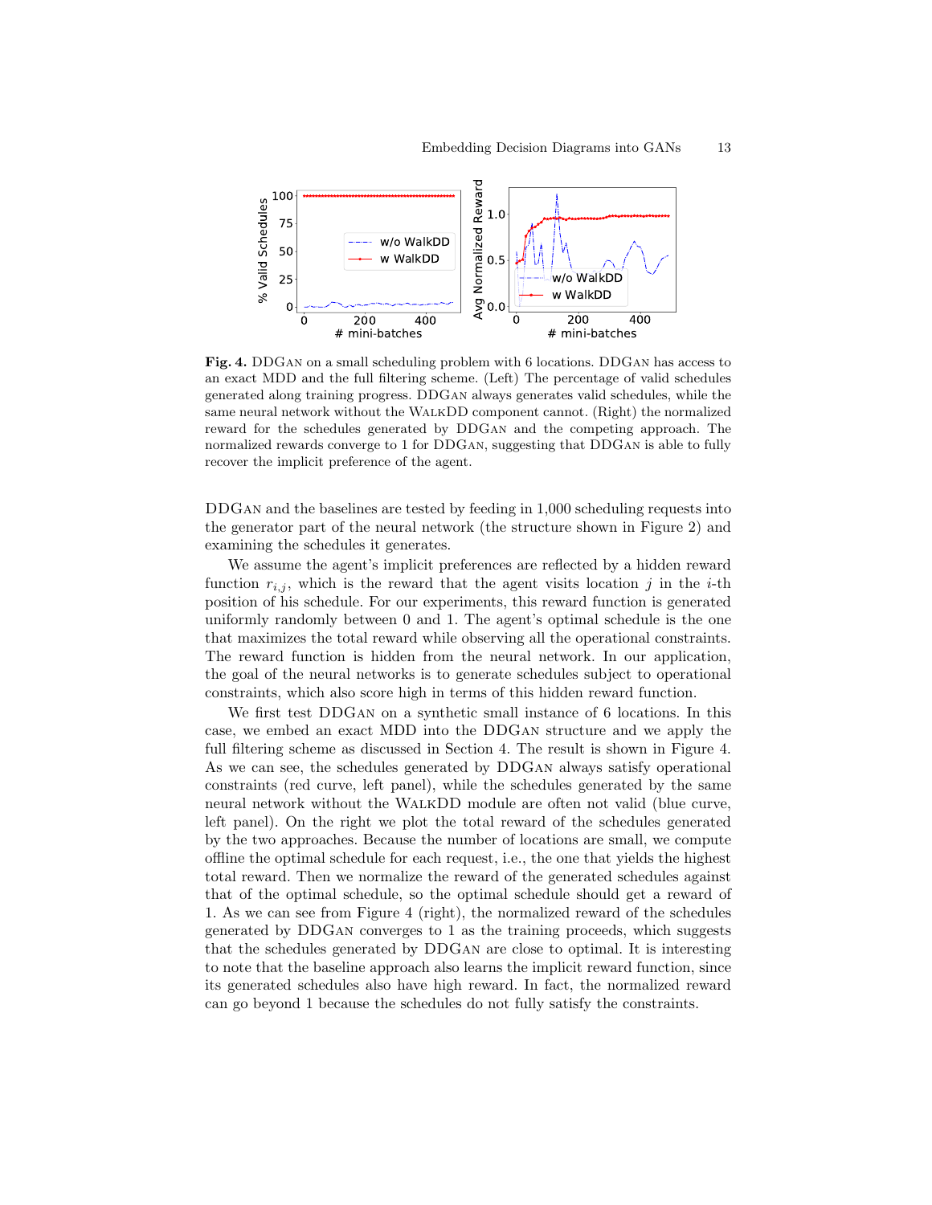**Fig. 4.** DDGAN on a small scheduling problem with 6 locations. DDGAN has access to an exact MDD and the full filtering scheme. (Left) The percentage of valid schedules generated along training progress. DDGAN always generates valid schedules, while the same neural network without the WALKDD component cannot. (Right) the normalized reward for the schedules generated by DDGAN and the competing approach. The normalized rewards converge to 1 for DDGAN, suggesting that DDGAN is able to fully recover the implicit preference of the agent.

DDGAN and the baselines are tested by feeding in 1,000 scheduling requests into the generator part of the neural network (the structure shown in Figure 2) and examining the schedules it generates.

We assume the agent's implicit preferences are reflected by a hidden reward function $r_{i,j}$, which is the reward that the agent visits location $j$ in the $i$-th position of his schedule. For our experiments, this reward function is generated uniformly randomly between 0 and 1. The agent's optimal schedule is the one that maximizes the total reward while observing all the operational constraints. The reward function is hidden from the neural network. In our application, the goal of the neural networks is to generate schedules subject to operational constraints, which also score high in terms of this hidden reward function.

We first test DDGAN on a synthetic small instance of 6 locations. In this case, we embed an exact MDD into the DDGAN structure and we apply the full filtering scheme as discussed in Section 4. The result is shown in Figure 4. As we can see, the schedules generated by DDGAN always satisfy operational constraints (red curve, left panel), while the schedules generated by the same neural network without the WALKDD module are often not valid (blue curve, left panel). On the right we plot the total reward of the schedules generated by the two approaches. Because the number of locations are small, we compute offline the optimal schedule for each request, i.e., the one that yields the highest total reward. Then we normalize the reward of the generated schedules against that of the optimal schedule, so the optimal schedule should get a reward of 1. As we can see from Figure 4 (right), the normalized reward of the schedules generated by DDGAN converges to 1 as the training proceeds, which suggests that the schedules generated by DDGAN are close to optimal. It is interesting to note that the baseline approach also learns the implicit reward function, since its generated schedules also have high reward. In fact, the normalized reward can go beyond 1 because the schedules do not fully satisfy the constraints.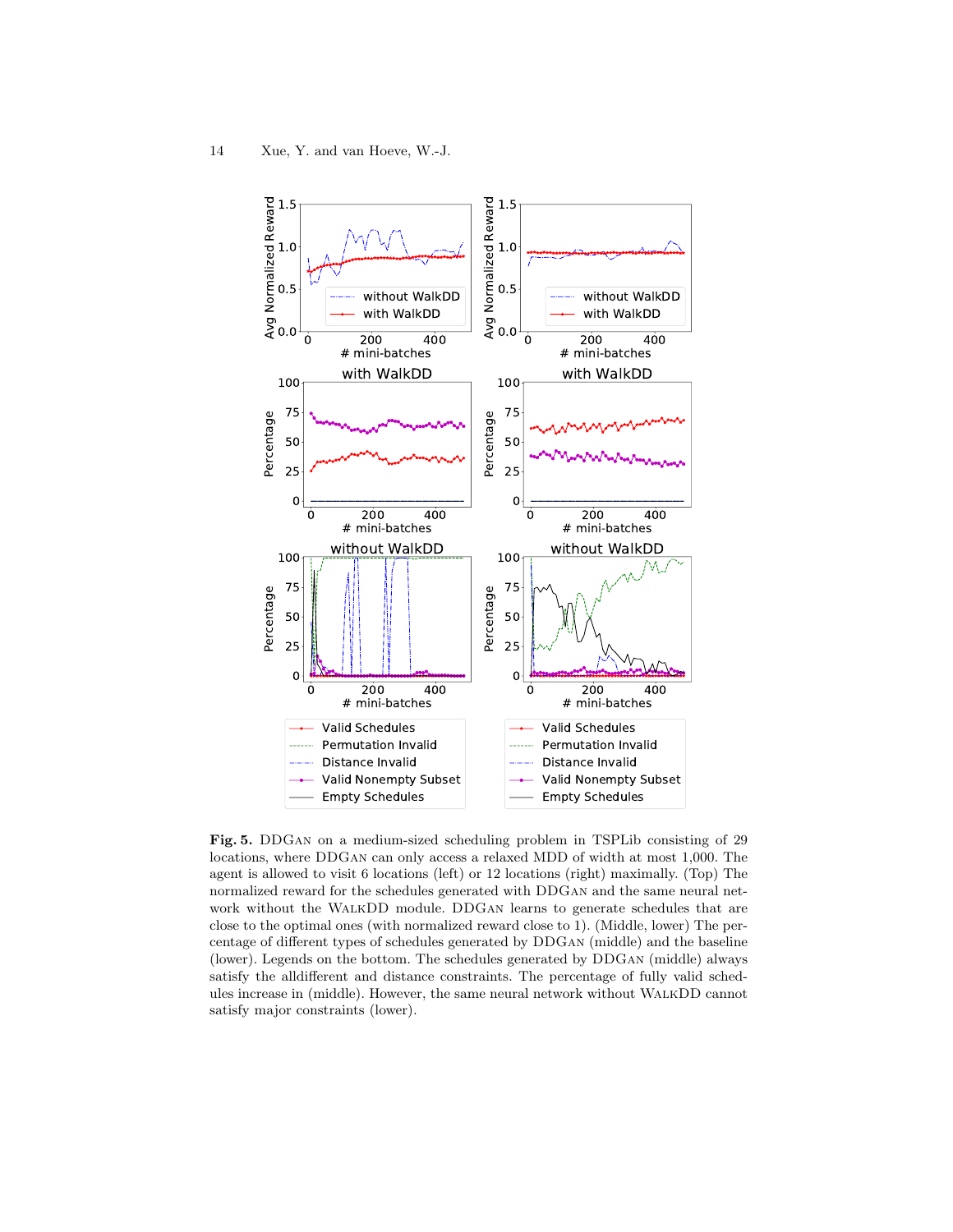**Fig. 5.** DDGAN on a medium-sized scheduling problem in TSPLib consisting of 29 locations, where DDGAN can only access a relaxed MDD of width at most 1,000. The agent is allowed to visit 6 locations (left) or 12 locations (right) maximally. (Top) The normalized reward for the schedules generated with DDGAN and the same neural network without the WALKDD module. DDGAN learns to generate schedules that are close to the optimal ones (with normalized reward close to 1). (Middle, lower) The percentage of different types of schedules generated by DDGAN (middle) and the baseline (lower). Legends on the bottom. The schedules generated by DDGAN (middle) always satisfy the alldifferent and distance constraints. The percentage of fully valid schedules increase in (middle). However, the same neural network without WALKDD cannot satisfy major constraints (lower).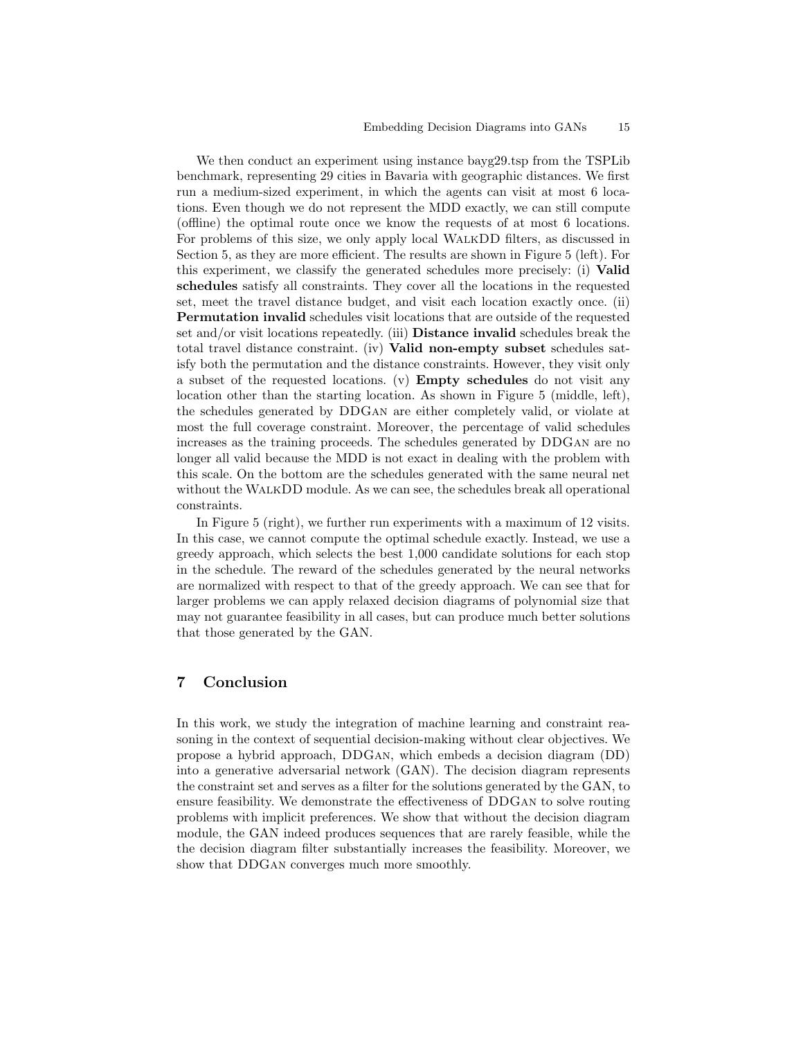We then conduct an experiment using instance bayg29.tsp from the TSPLib benchmark, representing 29 cities in Bavaria with geographic distances. We first run a medium-sized experiment, in which the agents can visit at most 6 locations. Even though we do not represent the MDD exactly, we can still compute (offline) the optimal route once we know the requests of at most 6 locations. For problems of this size, we only apply local WalkDD filters, as discussed in Section 5, as they are more efficient. The results are shown in Figure 5 (left). For this experiment, we classify the generated schedules more precisely: (i) **Valid schedules** satisfy all constraints. They cover all the locations in the requested set, meet the travel distance budget, and visit each location exactly once. (ii) **Permutation invalid** schedules visit locations that are outside of the requested set and/or visit locations repeatedly. (iii) **Distance invalid** schedules break the total travel distance constraint. (iv) **Valid non-empty subset** schedules satisfy both the permutation and the distance constraints. However, they visit only a subset of the requested locations. (v) **Empty schedules** do not visit any location other than the starting location. As shown in Figure 5 (middle, left), the schedules generated by DDGan are either completely valid, or violate at most the full coverage constraint. Moreover, the percentage of valid schedules increases as the training proceeds. The schedules generated by DDGan are no longer all valid because the MDD is not exact in dealing with the problem with this scale. On the bottom are the schedules generated with the same neural net without the WalkDD module. As we can see, the schedules break all operational constraints.

In Figure 5 (right), we further run experiments with a maximum of 12 visits. In this case, we cannot compute the optimal schedule exactly. Instead, we use a greedy approach, which selects the best 1,000 candidate solutions for each stop in the schedule. The reward of the schedules generated by the neural networks are normalized with respect to that of the greedy approach. We can see that for larger problems we can apply relaxed decision diagrams of polynomial size that may not guarantee feasibility in all cases, but can produce much better solutions that those generated by the GAN.

## 7 Conclusion

In this work, we study the integration of machine learning and constraint reasoning in the context of sequential decision-making without clear objectives. We propose a hybrid approach, DDGan, which embeds a decision diagram (DD) into a generative adversarial network (GAN). The decision diagram represents the constraint set and serves as a filter for the solutions generated by the GAN, to ensure feasibility. We demonstrate the effectiveness of DDGan to solve routing problems with implicit preferences. We show that without the decision diagram module, the GAN indeed produces sequences that are rarely feasible, while the the decision diagram filter substantially increases the feasibility. Moreover, we show that DDGan converges much more smoothly.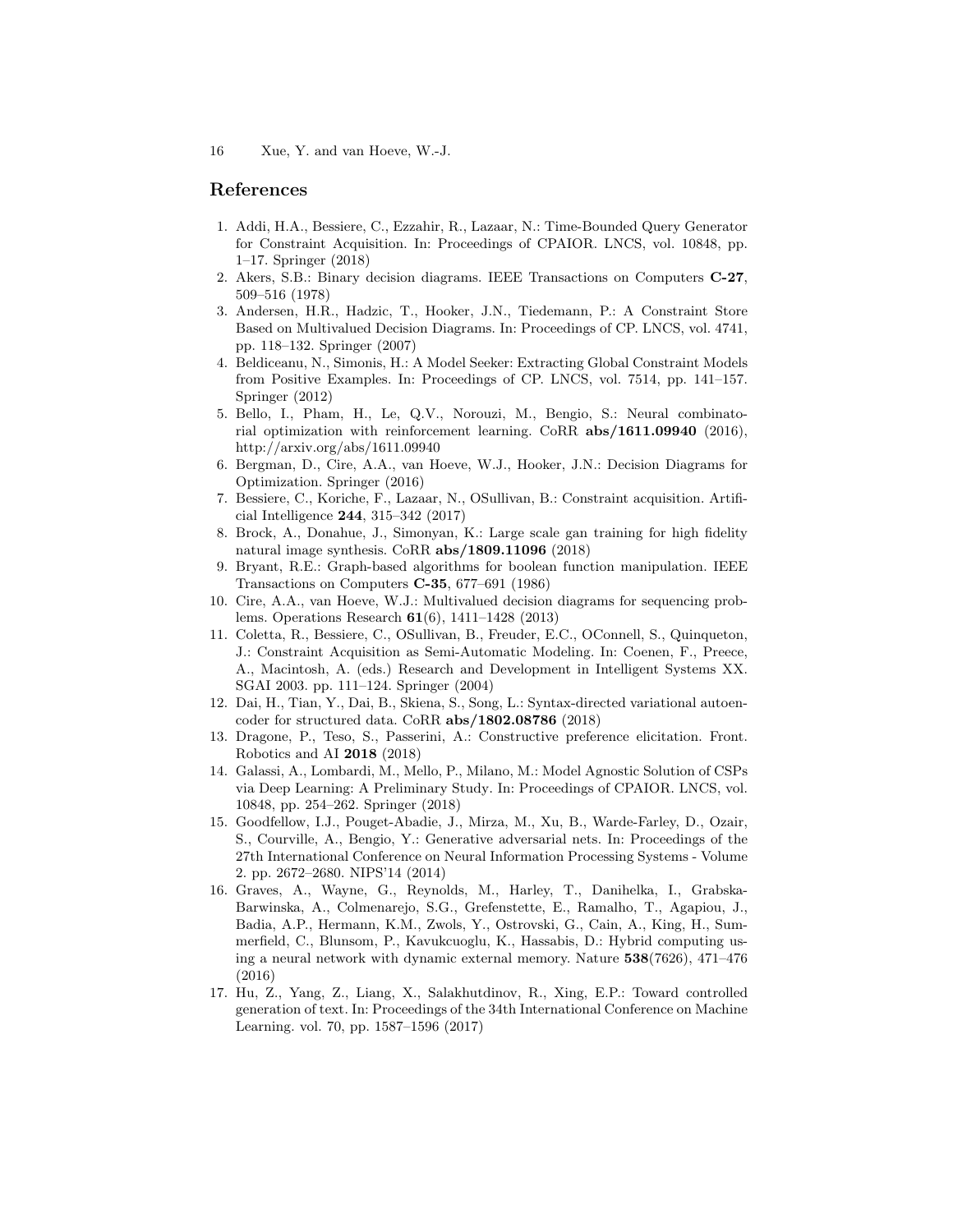## References

1. Addi, H.A., Bessiere, C., Ezzahir, R., Lazaar, N.: Time-Bounded Query Generator for Constraint Acquisition. In: Proceedings of CPAIOR. LNCS, vol. 10848, pp. 1–17. Springer (2018)
2. Akers, S.B.: Binary decision diagrams. IEEE Transactions on Computers **C-27**, 509–516 (1978)
3. Andersen, H.R., Hadzic, T., Hooker, J.N., Tiedemann, P.: A Constraint Store Based on Multivalued Decision Diagrams. In: Proceedings of CP. LNCS, vol. 4741, pp. 118–132. Springer (2007)
4. Beldiceanu, N., Simonis, H.: A Model Seeker: Extracting Global Constraint Models from Positive Examples. In: Proceedings of CP. LNCS, vol. 7514, pp. 141–157. Springer (2012)
5. Bello, I., Pham, H., Le, Q.V., Norouzi, M., Bengio, S.: Neural combinatorial optimization with reinforcement learning. CoRR **abs/1611.09940** (2016), http://arxiv.org/abs/1611.09940
6. Bergman, D., Cire, A.A., van Hoeve, W.J., Hooker, J.N.: Decision Diagrams for Optimization. Springer (2016)
7. Bessiere, C., Koriche, F., Lazaar, N., OSullivan, B.: Constraint acquisition. Artificial Intelligence **244**, 315–342 (2017)
8. Brock, A., Donahue, J., Simonyan, K.: Large scale gan training for high fidelity natural image synthesis. CoRR **abs/1809.11096** (2018)
9. Bryant, R.E.: Graph-based algorithms for boolean function manipulation. IEEE Transactions on Computers **C-35**, 677–691 (1986)
10. Cire, A.A., van Hoeve, W.J.: Multivalued decision diagrams for sequencing problems. Operations Research **61**(6), 1411–1428 (2013)
11. Coletta, R., Bessiere, C., OSullivan, B., Freuder, E.C., OConnell, S., Quinqueton, J.: Constraint Acquisition as Semi-Automatic Modeling. In: Coenen, F., Preece, A., Macintosh, A. (eds.) Research and Development in Intelligent Systems XX. SGAI 2003. pp. 111–124. Springer (2004)
12. Dai, H., Tian, Y., Dai, B., Skiena, S., Song, L.: Syntax-directed variational autoencoder for structured data. CoRR **abs/1802.08786** (2018)
13. Dragone, P., Teso, S., Passerini, A.: Constructive preference elicitation. Front. Robotics and AI **2018** (2018)
14. Galassi, A., Lombardi, M., Mello, P., Milano, M.: Model Agnostic Solution of CSPs via Deep Learning: A Preliminary Study. In: Proceedings of CPAIOR. LNCS, vol. 10848, pp. 254–262. Springer (2018)
15. Goodfellow, I.J., Pouget-Abadie, J., Mirza, M., Xu, B., Warde-Farley, D., Ozair, S., Courville, A., Bengio, Y.: Generative adversarial nets. In: Proceedings of the 27th International Conference on Neural Information Processing Systems - Volume 2. pp. 2672–2680. NIPS'14 (2014)
16. Graves, A., Wayne, G., Reynolds, M., Harley, T., Danihelka, I., Grabska-Barwinska, A., Colmenarejo, S.G., Grefenstette, E., Ramalho, T., Agapiou, J., Badia, A.P., Hermann, K.M., Zwols, Y., Ostrovski, G., Cain, A., King, H., Summerfield, C., Blunsom, P., Kavukcuoglu, K., Hassabis, D.: Hybrid computing using a neural network with dynamic external memory. Nature **538**(7626), 471–476 (2016)
17. Hu, Z., Yang, Z., Liang, X., Salakhutdinov, R., Xing, E.P.: Toward controlled generation of text. In: Proceedings of the 34th International Conference on Machine Learning. vol. 70, pp. 1587–1596 (2017)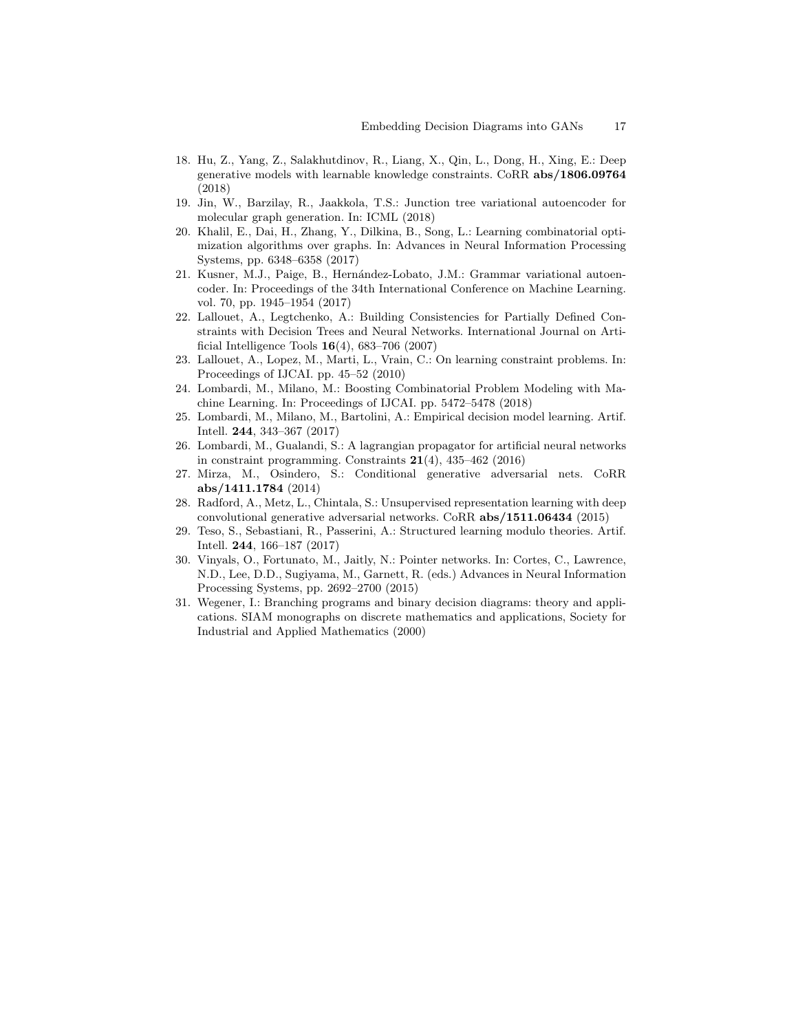18. Hu, Z., Yang, Z., Salakhutdinov, R., Liang, X., Qin, L., Dong, H., Xing, E.: Deep generative models with learnable knowledge constraints. CoRR **abs/1806.09764** (2018)
19. Jin, W., Barzilay, R., Jaakkola, T.S.: Junction tree variational autoencoder for molecular graph generation. In: ICML (2018)
20. Khalil, E., Dai, H., Zhang, Y., Dilkina, B., Song, L.: Learning combinatorial optimization algorithms over graphs. In: Advances in Neural Information Processing Systems, pp. 6348–6358 (2017)
21. Kusner, M.J., Paige, B., Hernández-Lobato, J.M.: Grammar variational autoencoder. In: Proceedings of the 34th International Conference on Machine Learning. vol. 70, pp. 1945–1954 (2017)
22. Lallouet, A., Legtchenko, A.: Building Consistencies for Partially Defined Constraints with Decision Trees and Neural Networks. International Journal on Artificial Intelligence Tools **16**(4), 683–706 (2007)
23. Lallouet, A., Lopez, M., Marti, L., Vrain, C.: On learning constraint problems. In: Proceedings of IJCAI. pp. 45–52 (2010)
24. Lombardi, M., Milano, M.: Boosting Combinatorial Problem Modeling with Machine Learning. In: Proceedings of IJCAI. pp. 5472–5478 (2018)
25. Lombardi, M., Milano, M., Bartolini, A.: Empirical decision model learning. Artif. Intell. **244**, 343–367 (2017)
26. Lombardi, M., Gualandi, S.: A lagrangian propagator for artificial neural networks in constraint programming. Constraints **21**(4), 435–462 (2016)
27. Mirza, M., Osindero, S.: Conditional generative adversarial nets. CoRR **abs/1411.1784** (2014)
28. Radford, A., Metz, L., Chintala, S.: Unsupervised representation learning with deep convolutional generative adversarial networks. CoRR **abs/1511.06434** (2015)
29. Teso, S., Sebastiani, R., Passerini, A.: Structured learning modulo theories. Artif. Intell. **244**, 166–187 (2017)
30. Vinyals, O., Fortunato, M., Jaitly, N.: Pointer networks. In: Cortes, C., Lawrence, N.D., Lee, D.D., Sugiyama, M., Garnett, R. (eds.) Advances in Neural Information Processing Systems, pp. 2692–2700 (2015)
31. Wegener, I.: Branching programs and binary decision diagrams: theory and applications. SIAM monographs on discrete mathematics and applications, Society for Industrial and Applied Mathematics (2000)